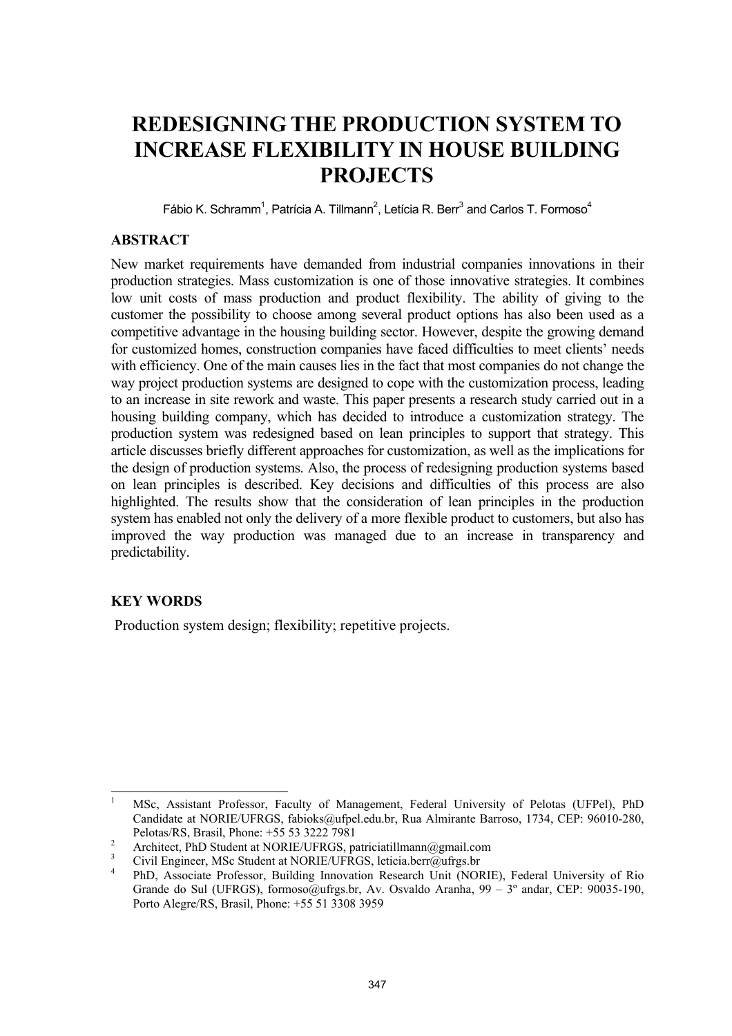# REDESIGNING THE PRODUCTION SYSTEM TO INCREASE FLEXIBILITY IN HOUSE BUILDING PROJECTS

Fábio K. Schramm[1], Patrícia A. Tillmann[2], Letícia R. Berr[3] and Carlos T. Formoso[4]

## ABSTRACT

New market requirements have demanded from industrial companies innovations in their production strategies. Mass customization is one of those innovative strategies. It combines low unit costs of mass production and product flexibility. The ability of giving to the customer the possibility to choose among several product options has also been used as a competitive advantage in the housing building sector. However, despite the growing demand for customized homes, construction companies have faced difficulties to meet clients' needs with efficiency. One of the main causes lies in the fact that most companies do not change the way project production systems are designed to cope with the customization process, leading to an increase in site rework and waste. This paper presents a research study carried out in a housing building company, which has decided to introduce a customization strategy. The production system was redesigned based on lean principles to support that strategy. This article discusses briefly different approaches for customization, as well as the implications for the design of production systems. Also, the process of redesigning production systems based on lean principles is described. Key decisions and difficulties of this process are also highlighted. The results show that the consideration of lean principles in the production system has enabled not only the delivery of a more flexible product to customers, but also has improved the way production was managed due to an increase in transparency and predictability.

## KEY WORDS

Production system design; flexibility; repetitive projects.

---

[1] MSc, Assistant Professor, Faculty of Management, Federal University of Pelotas (UFPel), PhD Candidate at NORIE/UFRGS, fabioks@ufpel.edu.br, Rua Almirante Barroso, 1734, CEP: 96010-280, Pelotas/RS, Brasil, Phone: +55 53 3222 7981

[2] Architect, PhD Student at NORIE/UFRGS, patriciatillmann@gmail.com

[3] Civil Engineer, MSc Student at NORIE/UFRGS, leticia.berr@ufrgs.br

[4] PhD, Associate Professor, Building Innovation Research Unit (NORIE), Federal University of Rio Grande do Sul (UFRGS), formoso@ufrgs.br, Av. Osvaldo Aranha, 99 – 3º andar, CEP: 90035-190, Porto Alegre/RS, Brasil, Phone: +55 51 3308 3959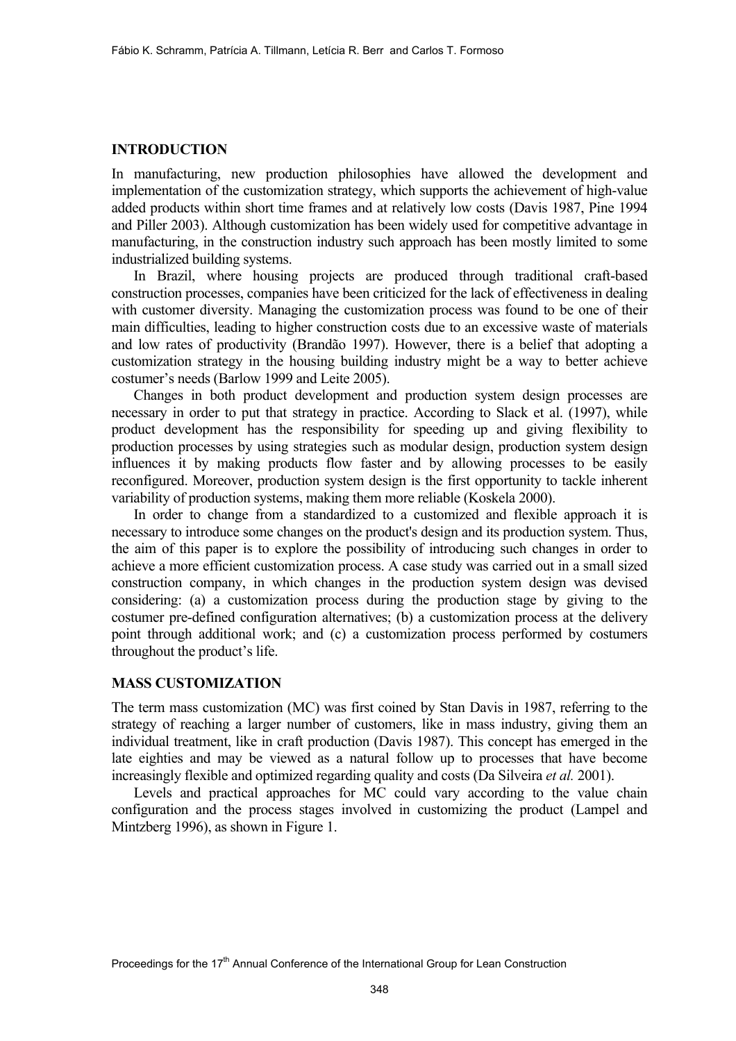## INTRODUCTION

In manufacturing, new production philosophies have allowed the development and implementation of the customization strategy, which supports the achievement of high-value added products within short time frames and at relatively low costs (Davis 1987, Pine 1994 and Piller 2003). Although customization has been widely used for competitive advantage in manufacturing, in the construction industry such approach has been mostly limited to some industrialized building systems.

In Brazil, where housing projects are produced through traditional craft-based construction processes, companies have been criticized for the lack of effectiveness in dealing with customer diversity. Managing the customization process was found to be one of their main difficulties, leading to higher construction costs due to an excessive waste of materials and low rates of productivity (Brandão 1997). However, there is a belief that adopting a customization strategy in the housing building industry might be a way to better achieve costumer's needs (Barlow 1999 and Leite 2005).

Changes in both product development and production system design processes are necessary in order to put that strategy in practice. According to Slack et al. (1997), while product development has the responsibility for speeding up and giving flexibility to production processes by using strategies such as modular design, production system design influences it by making products flow faster and by allowing processes to be easily reconfigured. Moreover, production system design is the first opportunity to tackle inherent variability of production systems, making them more reliable (Koskela 2000).

In order to change from a standardized to a customized and flexible approach it is necessary to introduce some changes on the product's design and its production system. Thus, the aim of this paper is to explore the possibility of introducing such changes in order to achieve a more efficient customization process. A case study was carried out in a small sized construction company, in which changes in the production system design was devised considering: (a) a customization process during the production stage by giving to the costumer pre-defined configuration alternatives; (b) a customization process at the delivery point through additional work; and (c) a customization process performed by costumers throughout the product's life.

## MASS CUSTOMIZATION

The term mass customization (MC) was first coined by Stan Davis in 1987, referring to the strategy of reaching a larger number of customers, like in mass industry, giving them an individual treatment, like in craft production (Davis 1987). This concept has emerged in the late eighties and may be viewed as a natural follow up to processes that have become increasingly flexible and optimized regarding quality and costs (Da Silveira *et al.* 2001).

Levels and practical approaches for MC could vary according to the value chain configuration and the process stages involved in customizing the product (Lampel and Mintzberg 1996), as shown in Figure 1.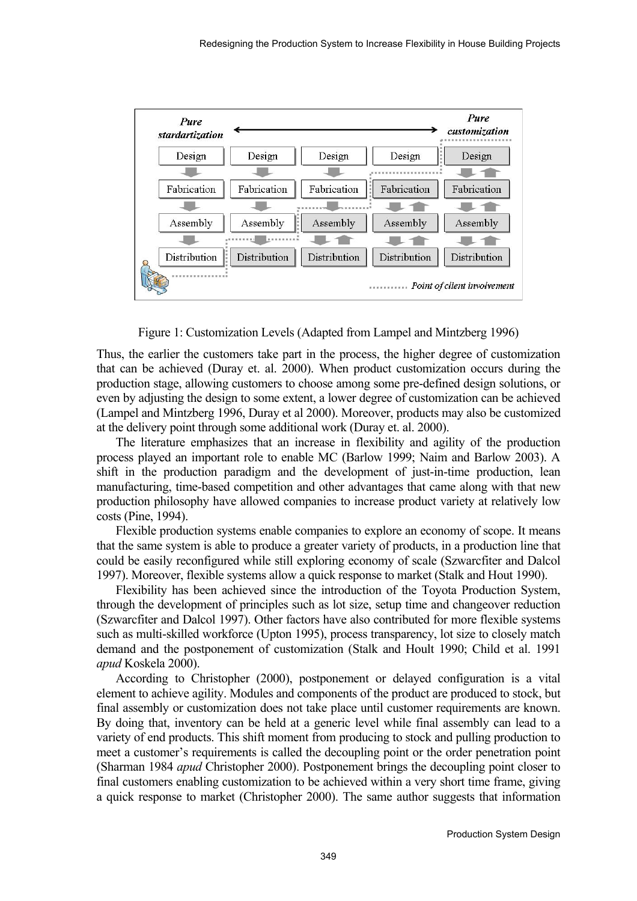Pure stardartization

Pure customization

Design | Design | Design | Design | Design

Fabrication | Fabrication | Fabrication | Fabrication | Fabrication

Assembly | Assembly | Assembly | Assembly | Assembly

Distribution | Distribution | Distribution | Distribution | Distribution

Point of client involvement

Figure 1: Customization Levels (Adapted from Lampel and Mintzberg 1996)

Thus, the earlier the customers take part in the process, the higher degree of customization that can be achieved (Duray et. al. 2000). When product customization occurs during the production stage, allowing customers to choose among some pre-defined design solutions, or even by adjusting the design to some extent, a lower degree of customization can be achieved (Lampel and Mintzberg 1996, Duray et al 2000). Moreover, products may also be customized at the delivery point through some additional work (Duray et. al. 2000).

The literature emphasizes that an increase in flexibility and agility of the production process played an important role to enable MC (Barlow 1999; Naim and Barlow 2003). A shift in the production paradigm and the development of just-in-time production, lean manufacturing, time-based competition and other advantages that came along with that new production philosophy have allowed companies to increase product variety at relatively low costs (Pine, 1994).

Flexible production systems enable companies to explore an economy of scope. It means that the same system is able to produce a greater variety of products, in a production line that could be easily reconfigured while still exploring economy of scale (Szwarcfiter and Dalcol 1997). Moreover, flexible systems allow a quick response to market (Stalk and Hout 1990).

Flexibility has been achieved since the introduction of the Toyota Production System, through the development of principles such as lot size, setup time and changeover reduction (Szwarcfiter and Dalcol 1997). Other factors have also contributed for more flexible systems such as multi-skilled workforce (Upton 1995), process transparency, lot size to closely match demand and the postponement of customization (Stalk and Hoult 1990; Child et al. 1991 *apud* Koskela 2000).

According to Christopher (2000), postponement or delayed configuration is a vital element to achieve agility. Modules and components of the product are produced to stock, but final assembly or customization does not take place until customer requirements are known. By doing that, inventory can be held at a generic level while final assembly can lead to a variety of end products. This shift moment from producing to stock and pulling production to meet a customer's requirements is called the decoupling point or the order penetration point (Sharman 1984 *apud* Christopher 2000). Postponement brings the decoupling point closer to final customers enabling customization to be achieved within a very short time frame, giving a quick response to market (Christopher 2000). The same author suggests that information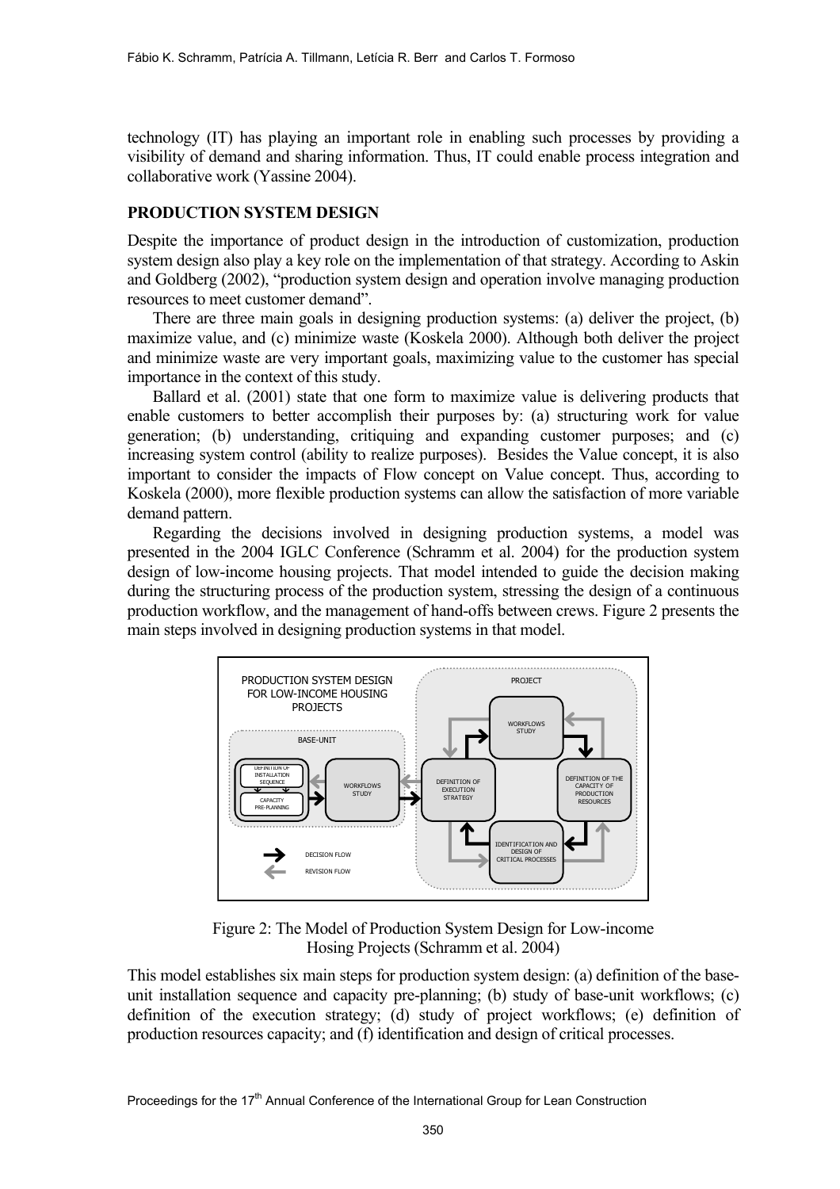technology (IT) has playing an important role in enabling such processes by providing a visibility of demand and sharing information. Thus, IT could enable process integration and collaborative work (Yassine 2004).

## PRODUCTION SYSTEM DESIGN

Despite the importance of product design in the introduction of customization, production system design also play a key role on the implementation of that strategy. According to Askin and Goldberg (2002), "production system design and operation involve managing production resources to meet customer demand".

There are three main goals in designing production systems: (a) deliver the project, (b) maximize value, and (c) minimize waste (Koskela 2000). Although both deliver the project and minimize waste are very important goals, maximizing value to the customer has special importance in the context of this study.

Ballard et al. (2001) state that one form to maximize value is delivering products that enable customers to better accomplish their purposes by: (a) structuring work for value generation; (b) understanding, critiquing and expanding customer purposes; and (c) increasing system control (ability to realize purposes). Besides the Value concept, it is also important to consider the impacts of Flow concept on Value concept. Thus, according to Koskela (2000), more flexible production systems can allow the satisfaction of more variable demand pattern.

Regarding the decisions involved in designing production systems, a model was presented in the 2004 IGLC Conference (Schramm et al. 2004) for the production system design of low-income housing projects. That model intended to guide the decision making during the structuring process of the production system, stressing the design of a continuous production workflow, and the management of hand-offs between crews. Figure 2 presents the main steps involved in designing production systems in that model.

PRODUCTION SYSTEM DESIGN FOR LOW-INCOME HOUSING PROJECTS

BASE-UNIT

DEFINITION OF INSTALLATION SEQUENCE

CAPACITY PRE-PLANNING

WORKFLOWS STUDY

PROJECT

DEFINITION OF EXECUTION STRATEGY

WORKFLOWS STUDY

DEFINITION OF THE CAPACITY OF PRODUCTION RESOURCES

IDENTIFICATION AND DESIGN OF CRITICAL PROCESSES

DECISION FLOW

REVISION FLOW

Figure 2: The Model of Production System Design for Low-income Hosing Projects (Schramm et al. 2004)

This model establishes six main steps for production system design: (a) definition of the base-unit installation sequence and capacity pre-planning; (b) study of base-unit workflows; (c) definition of the execution strategy; (d) study of project workflows; (e) definition of production resources capacity; and (f) identification and design of critical processes.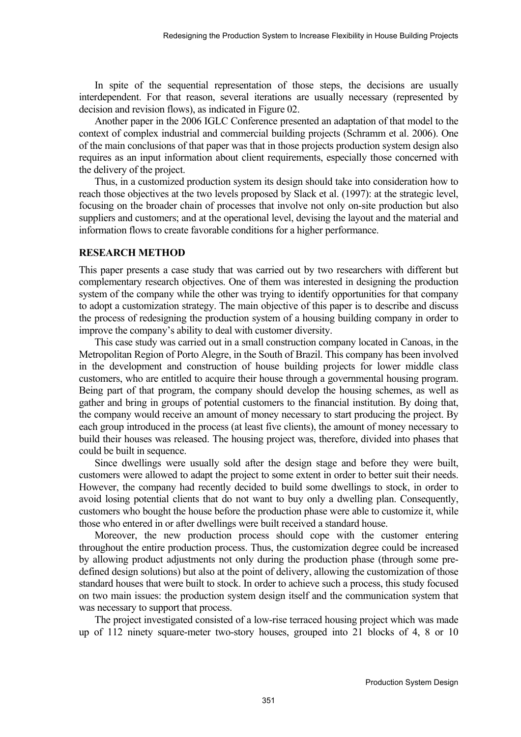In spite of the sequential representation of those steps, the decisions are usually interdependent. For that reason, several iterations are usually necessary (represented by decision and revision flows), as indicated in Figure 02.

Another paper in the 2006 IGLC Conference presented an adaptation of that model to the context of complex industrial and commercial building projects (Schramm et al. 2006). One of the main conclusions of that paper was that in those projects production system design also requires as an input information about client requirements, especially those concerned with the delivery of the project.

Thus, in a customized production system its design should take into consideration how to reach those objectives at the two levels proposed by Slack et al. (1997): at the strategic level, focusing on the broader chain of processes that involve not only on-site production but also suppliers and customers; and at the operational level, devising the layout and the material and information flows to create favorable conditions for a higher performance.

## RESEARCH METHOD

This paper presents a case study that was carried out by two researchers with different but complementary research objectives. One of them was interested in designing the production system of the company while the other was trying to identify opportunities for that company to adopt a customization strategy. The main objective of this paper is to describe and discuss the process of redesigning the production system of a housing building company in order to improve the company's ability to deal with customer diversity.

This case study was carried out in a small construction company located in Canoas, in the Metropolitan Region of Porto Alegre, in the South of Brazil. This company has been involved in the development and construction of house building projects for lower middle class customers, who are entitled to acquire their house through a governmental housing program. Being part of that program, the company should develop the housing schemes, as well as gather and bring in groups of potential customers to the financial institution. By doing that, the company would receive an amount of money necessary to start producing the project. By each group introduced in the process (at least five clients), the amount of money necessary to build their houses was released. The housing project was, therefore, divided into phases that could be built in sequence.

Since dwellings were usually sold after the design stage and before they were built, customers were allowed to adapt the project to some extent in order to better suit their needs. However, the company had recently decided to build some dwellings to stock, in order to avoid losing potential clients that do not want to buy only a dwelling plan. Consequently, customers who bought the house before the production phase were able to customize it, while those who entered in or after dwellings were built received a standard house.

Moreover, the new production process should cope with the customer entering throughout the entire production process. Thus, the customization degree could be increased by allowing product adjustments not only during the production phase (through some pre-defined design solutions) but also at the point of delivery, allowing the customization of those standard houses that were built to stock. In order to achieve such a process, this study focused on two main issues: the production system design itself and the communication system that was necessary to support that process.

The project investigated consisted of a low-rise terraced housing project which was made up of 112 ninety square-meter two-story houses, grouped into 21 blocks of 4, 8 or 10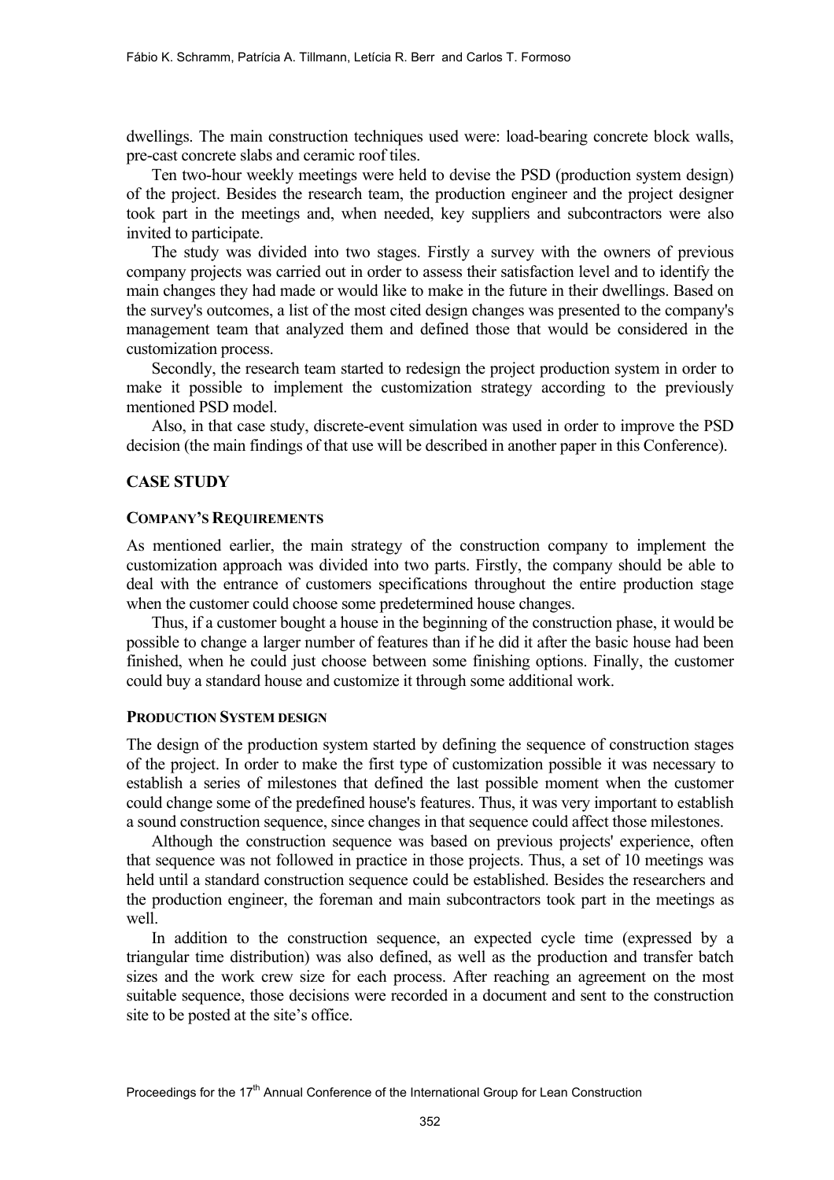dwellings. The main construction techniques used were: load-bearing concrete block walls, pre-cast concrete slabs and ceramic roof tiles.

Ten two-hour weekly meetings were held to devise the PSD (production system design) of the project. Besides the research team, the production engineer and the project designer took part in the meetings and, when needed, key suppliers and subcontractors were also invited to participate.

The study was divided into two stages. Firstly a survey with the owners of previous company projects was carried out in order to assess their satisfaction level and to identify the main changes they had made or would like to make in the future in their dwellings. Based on the survey's outcomes, a list of the most cited design changes was presented to the company's management team that analyzed them and defined those that would be considered in the customization process.

Secondly, the research team started to redesign the project production system in order to make it possible to implement the customization strategy according to the previously mentioned PSD model.

Also, in that case study, discrete-event simulation was used in order to improve the PSD decision (the main findings of that use will be described in another paper in this Conference).

## CASE STUDY

### COMPANY'S REQUIREMENTS

As mentioned earlier, the main strategy of the construction company to implement the customization approach was divided into two parts. Firstly, the company should be able to deal with the entrance of customers specifications throughout the entire production stage when the customer could choose some predetermined house changes.

Thus, if a customer bought a house in the beginning of the construction phase, it would be possible to change a larger number of features than if he did it after the basic house had been finished, when he could just choose between some finishing options. Finally, the customer could buy a standard house and customize it through some additional work.

### PRODUCTION SYSTEM DESIGN

The design of the production system started by defining the sequence of construction stages of the project. In order to make the first type of customization possible it was necessary to establish a series of milestones that defined the last possible moment when the customer could change some of the predefined house's features. Thus, it was very important to establish a sound construction sequence, since changes in that sequence could affect those milestones.

Although the construction sequence was based on previous projects' experience, often that sequence was not followed in practice in those projects. Thus, a set of 10 meetings was held until a standard construction sequence could be established. Besides the researchers and the production engineer, the foreman and main subcontractors took part in the meetings as well.

In addition to the construction sequence, an expected cycle time (expressed by a triangular time distribution) was also defined, as well as the production and transfer batch sizes and the work crew size for each process. After reaching an agreement on the most suitable sequence, those decisions were recorded in a document and sent to the construction site to be posted at the site's office.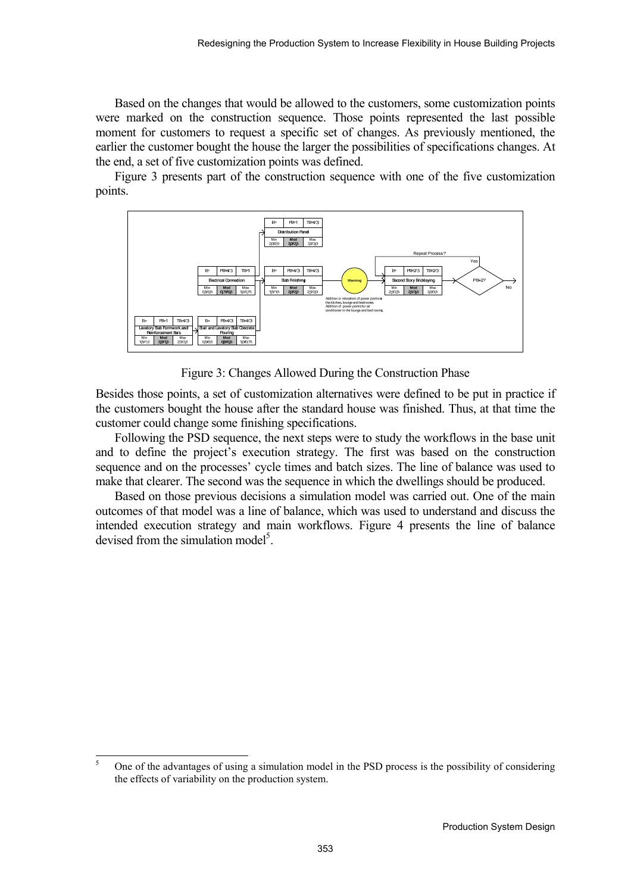Based on the changes that would be allowed to the customers, some customization points were marked on the construction sequence. Those points represented the last possible moment for customers to request a specific set of changes. As previously mentioned, the earlier the customer bought the house the larger the possibilities of specifications changes. At the end, a set of five customization points was defined.

Figure 3 presents part of the construction sequence with one of the five customization points.

Lavatory Slab Formwork and Reinforcement Bars

Stair and Lavatory Slab Concrete Pouring

Electrical Connection

Distribution Panel

Slab Finishing

Warning

Addition or relocation of power points in the kitchen, lounge and bedrooms. Addition of power points for air conditioner in the lounge and bed rooms.

Second Story Bricklaying

Repeat Process?

Yes

PB=2?

No

Figure 3: Changes Allowed During the Construction Phase

Besides those points, a set of customization alternatives were defined to be put in practice if the customers bought the house after the standard house was finished. Thus, at that time the customer could change some finishing specifications.

Following the PSD sequence, the next steps were to study the workflows in the base unit and to define the project's execution strategy. The first was based on the construction sequence and on the processes' cycle times and batch sizes. The line of balance was used to make that clearer. The second was the sequence in which the dwellings should be produced.

Based on those previous decisions a simulation model was carried out. One of the main outcomes of that model was a line of balance, which was used to understand and discuss the intended execution strategy and main workflows. Figure 4 presents the line of balance devised from the simulation model[5].

[5] One of the advantages of using a simulation model in the PSD process is the possibility of considering the effects of variability on the production system.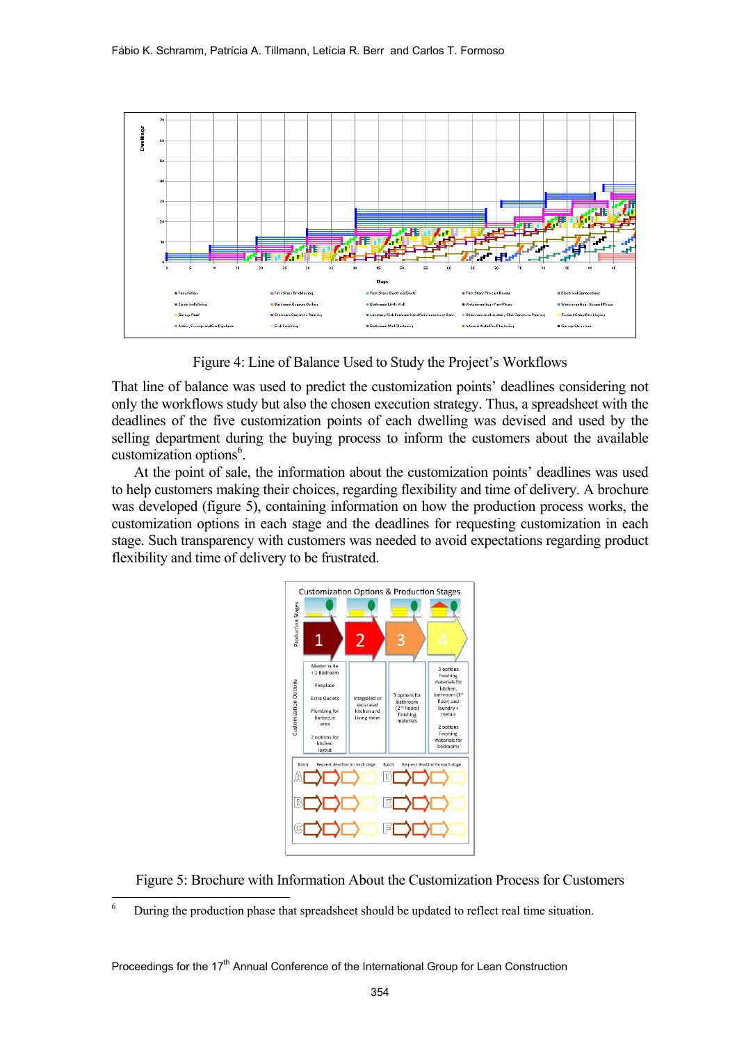Figure 4: Line of Balance Used to Study the Project's Workflows

That line of balance was used to predict the customization points' deadlines considering not only the workflows study but also the chosen execution strategy. Thus, a spreadsheet with the deadlines of the five customization points of each dwelling was devised and used by the selling department during the buying process to inform the customers about the available customization options[6].

At the point of sale, the information about the customization points' deadlines was used to help customers making their choices, regarding flexibility and time of delivery. A brochure was developed (figure 5), containing information on how the production process works, the customization options in each stage and the deadlines for requesting customization in each stage. Such transparency with customers was needed to avoid expectations regarding product flexibility and time of delivery to be frustrated.

Customization Options & Production Stages

Production Stages

1

2

3

4

Customization Options

Master suite + 1 Bedroom

Fireplace

Extra Outlets

Plumbing for barbecue area

2 options for kitchen layout

Integrated or separated kitchen and Living room

3 options for bathroom (2nd floors) finishing materials

3 options finishing materials for kitchen, bathroom (1st floor) and laundry + metals

2 options finishing materials for bedrooms

Batch

Request deadline for each stage

A

B

C

D

E

F

Figure 5: Brochure with Information About the Customization Process for Customers

---

[6] During the production phase that spreadsheet should be updated to reflect real time situation.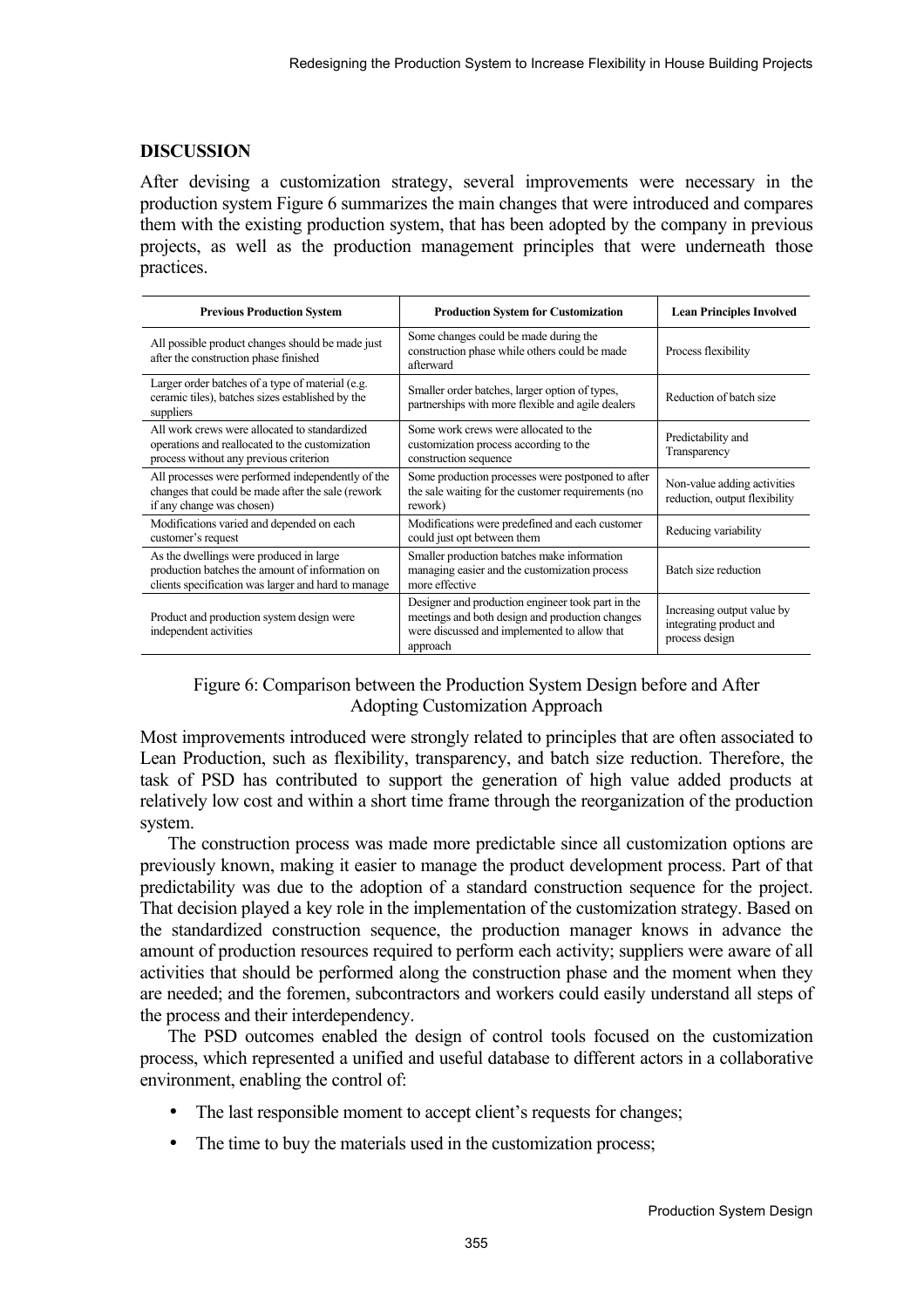## DISCUSSION

After devising a customization strategy, several improvements were necessary in the production system Figure 6 summarizes the main changes that were introduced and compares them with the existing production system, that has been adopted by the company in previous projects, as well as the production management principles that were underneath those practices.

| Previous Production System | Production System for Customization | Lean Principles Involved |
|---|---|---|
| All possible product changes should be made just after the construction phase finished | Some changes could be made during the construction phase while others could be made afterward | Process flexibility |
| Larger order batches of a type of material (e.g. ceramic tiles), batches sizes established by the suppliers | Smaller order batches, larger option of types, partnerships with more flexible and agile dealers | Reduction of batch size |
| All work crews were allocated to standardized operations and reallocated to the customization process without any previous criterion | Some work crews were allocated to the customization process according to the construction sequence | Predictability and Transparency |
| All processes were performed independently of the changes that could be made after the sale (rework if any change was chosen) | Some production processes were postponed to after the sale waiting for the customer requirements (no rework) | Non-value adding activities reduction, output flexibility |
| Modifications varied and depended on each customer's request | Modifications were predefined and each customer could just opt between them | Reducing variability |
| As the dwellings were produced in large production batches the amount of information on clients specification was larger and hard to manage | Smaller production batches make information managing easier and the customization process more effective | Batch size reduction |
| Product and production system design were independent activities | Designer and production engineer took part in the meetings and both design and production changes were discussed and implemented to allow that approach | Increasing output value by integrating product and process design |

Figure 6: Comparison between the Production System Design before and After Adopting Customization Approach

Most improvements introduced were strongly related to principles that are often associated to Lean Production, such as flexibility, transparency, and batch size reduction. Therefore, the task of PSD has contributed to support the generation of high value added products at relatively low cost and within a short time frame through the reorganization of the production system.

The construction process was made more predictable since all customization options are previously known, making it easier to manage the product development process. Part of that predictability was due to the adoption of a standard construction sequence for the project. That decision played a key role in the implementation of the customization strategy. Based on the standardized construction sequence, the production manager knows in advance the amount of production resources required to perform each activity; suppliers were aware of all activities that should be performed along the construction phase and the moment when they are needed; and the foremen, subcontractors and workers could easily understand all steps of the process and their interdependency.

The PSD outcomes enabled the design of control tools focused on the customization process, which represented a unified and useful database to different actors in a collaborative environment, enabling the control of:

- The last responsible moment to accept client's requests for changes;
- The time to buy the materials used in the customization process;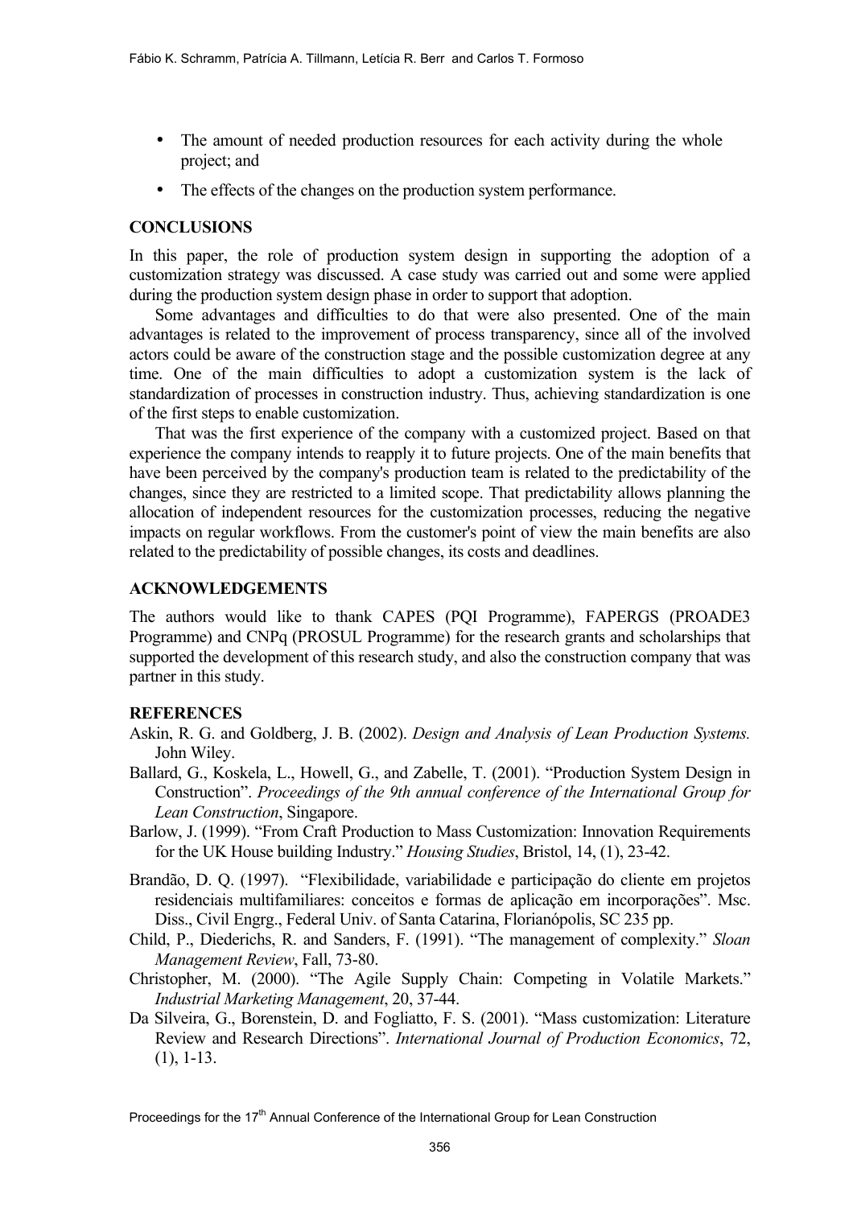- The amount of needed production resources for each activity during the whole project; and
- The effects of the changes on the production system performance.

## CONCLUSIONS

In this paper, the role of production system design in supporting the adoption of a customization strategy was discussed. A case study was carried out and some were applied during the production system design phase in order to support that adoption.

Some advantages and difficulties to do that were also presented. One of the main advantages is related to the improvement of process transparency, since all of the involved actors could be aware of the construction stage and the possible customization degree at any time. One of the main difficulties to adopt a customization system is the lack of standardization of processes in construction industry. Thus, achieving standardization is one of the first steps to enable customization.

That was the first experience of the company with a customized project. Based on that experience the company intends to reapply it to future projects. One of the main benefits that have been perceived by the company's production team is related to the predictability of the changes, since they are restricted to a limited scope. That predictability allows planning the allocation of independent resources for the customization processes, reducing the negative impacts on regular workflows. From the customer's point of view the main benefits are also related to the predictability of possible changes, its costs and deadlines.

## ACKNOWLEDGEMENTS

The authors would like to thank CAPES (PQI Programme), FAPERGS (PROADE3 Programme) and CNPq (PROSUL Programme) for the research grants and scholarships that supported the development of this research study, and also the construction company that was partner in this study.

## REFERENCES

Askin, R. G. and Goldberg, J. B. (2002). *Design and Analysis of Lean Production Systems.* John Wiley.

Ballard, G., Koskela, L., Howell, G., and Zabelle, T. (2001). "Production System Design in Construction". *Proceedings of the 9th annual conference of the International Group for Lean Construction*, Singapore.

Barlow, J. (1999). "From Craft Production to Mass Customization: Innovation Requirements for the UK House building Industry." *Housing Studies*, Bristol, 14, (1), 23-42.

Brandão, D. Q. (1997). "Flexibilidade, variabilidade e participação do cliente em projetos residenciais multifamiliares: conceitos e formas de aplicação em incorporações". Msc. Diss., Civil Engrg., Federal Univ. of Santa Catarina, Florianópolis, SC 235 pp.

Child, P., Diederichs, R. and Sanders, F. (1991). "The management of complexity." *Sloan Management Review*, Fall, 73-80.

Christopher, M. (2000). "The Agile Supply Chain: Competing in Volatile Markets." *Industrial Marketing Management*, 20, 37-44.

Da Silveira, G., Borenstein, D. and Fogliatto, F. S. (2001). "Mass customization: Literature Review and Research Directions". *International Journal of Production Economics*, 72, (1), 1-13.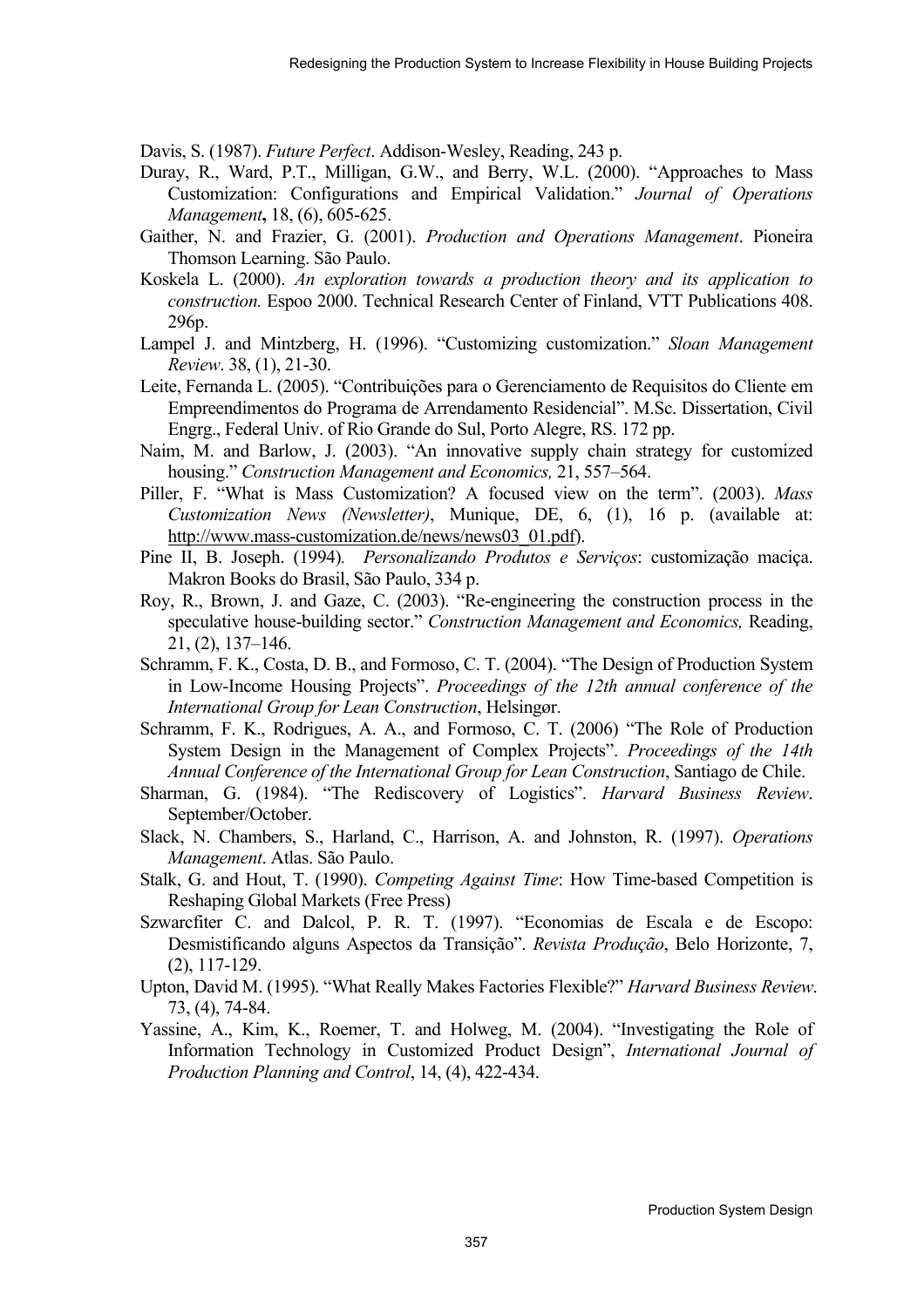Davis, S. (1987). *Future Perfect*. Addison-Wesley, Reading, 243 p.

Duray, R., Ward, P.T., Milligan, G.W., and Berry, W.L. (2000). "Approaches to Mass Customization: Configurations and Empirical Validation." *Journal of Operations Management***,** 18, (6), 605-625.

Gaither, N. and Frazier, G. (2001). *Production and Operations Management*. Pioneira Thomson Learning. São Paulo.

Koskela L. (2000). *An exploration towards a production theory and its application to construction.* Espoo 2000. Technical Research Center of Finland, VTT Publications 408. 296p.

Lampel J. and Mintzberg, H. (1996). "Customizing customization." *Sloan Management Review*. 38, (1), 21-30.

Leite, Fernanda L. (2005). "Contribuições para o Gerenciamento de Requisitos do Cliente em Empreendimentos do Programa de Arrendamento Residencial". M.Sc. Dissertation, Civil Engrg., Federal Univ. of Rio Grande do Sul, Porto Alegre, RS. 172 pp.

Naim, M. and Barlow, J. (2003). "An innovative supply chain strategy for customized housing." *Construction Management and Economics,* 21, 557–564.

Piller, F. "What is Mass Customization? A focused view on the term". (2003). *Mass Customization News (Newsletter)*, Munique, DE, 6, (1), 16 p. (available at: http://www.mass-customization.de/news/news03_01.pdf).

Pine II, B. Joseph. (1994)*. Personalizando Produtos e Serviços*: customização maciça. Makron Books do Brasil, São Paulo, 334 p.

Roy, R., Brown, J. and Gaze, C. (2003). "Re-engineering the construction process in the speculative house-building sector." *Construction Management and Economics,* Reading, 21, (2), 137–146.

Schramm, F. K., Costa, D. B., and Formoso, C. T. (2004). "The Design of Production System in Low-Income Housing Projects". *Proceedings of the 12th annual conference of the International Group for Lean Construction*, Helsingør.

Schramm, F. K., Rodrigues, A. A., and Formoso, C. T. (2006) "The Role of Production System Design in the Management of Complex Projects". *Proceedings of the 14th Annual Conference of the International Group for Lean Construction*, Santiago de Chile.

Sharman, G. (1984). "The Rediscovery of Logistics". *Harvard Business Review*. September/October.

Slack, N. Chambers, S., Harland, C., Harrison, A. and Johnston, R. (1997). *Operations Management*. Atlas. São Paulo.

Stalk, G. and Hout, T. (1990). *Competing Against Time*: How Time-based Competition is Reshaping Global Markets (Free Press)

Szwarcfiter C. and Dalcol, P. R. T. (1997). "Economias de Escala e de Escopo: Desmistificando alguns Aspectos da Transição". *Revista Produção*, Belo Horizonte, 7, (2), 117-129.

Upton, David M. (1995). "What Really Makes Factories Flexible?" *Harvard Business Review*. 73, (4), 74-84.

Yassine, A., Kim, K., Roemer, T. and Holweg, M. (2004). "Investigating the Role of Information Technology in Customized Product Design", *International Journal of Production Planning and Control*, 14, (4), 422-434.